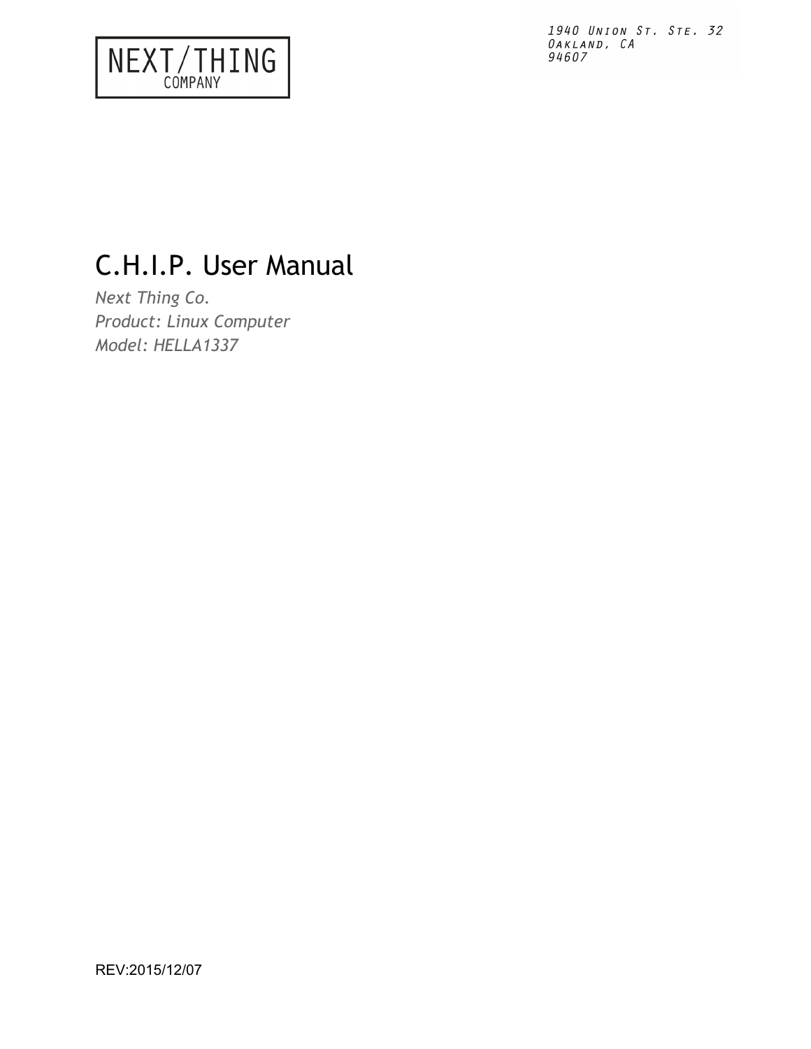NEXT/THING
COMPANY

1940 Union St. Ste. 32
Oakland, CA
94607

# C.H.I.P. User Manual

*Next Thing Co.*
*Product: Linux Computer*
*Model: HELLA1337*

REV:2015/12/07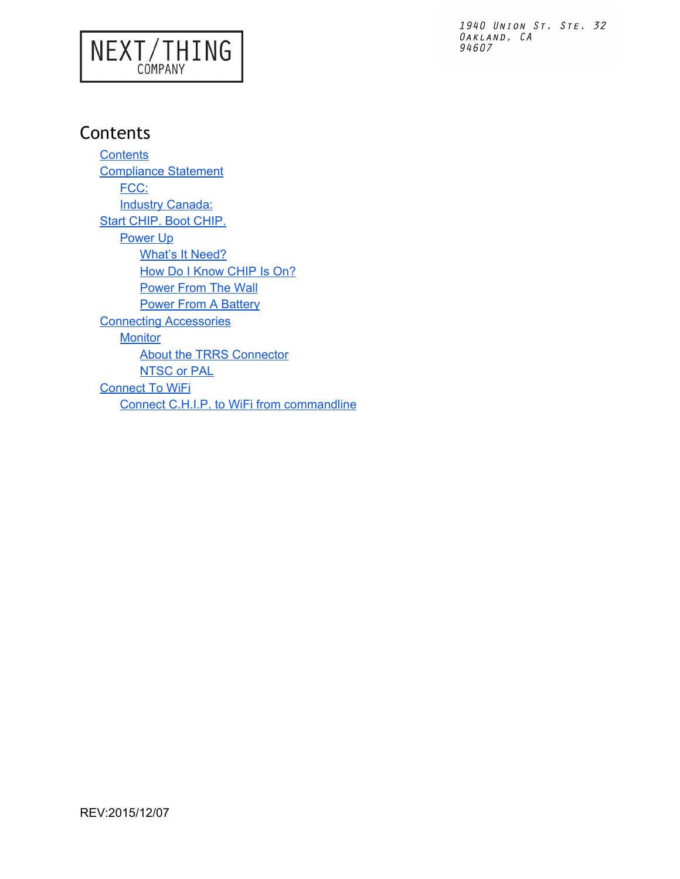NEXT/THING COMPANY

1940 Union St. Ste. 32
Oakland, CA
94607

# Contents

- Contents
- Compliance Statement
  - FCC:
  - Industry Canada:
- Start CHIP. Boot CHIP.
  - Power Up
    - What's It Need?
    - How Do I Know CHIP Is On?
    - Power From The Wall
    - Power From A Battery
- Connecting Accessories
  - Monitor
    - About the TRRS Connector
    - NTSC or PAL
- Connect To WiFi
  - Connect C.H.I.P. to WiFi from commandline

REV:2015/12/07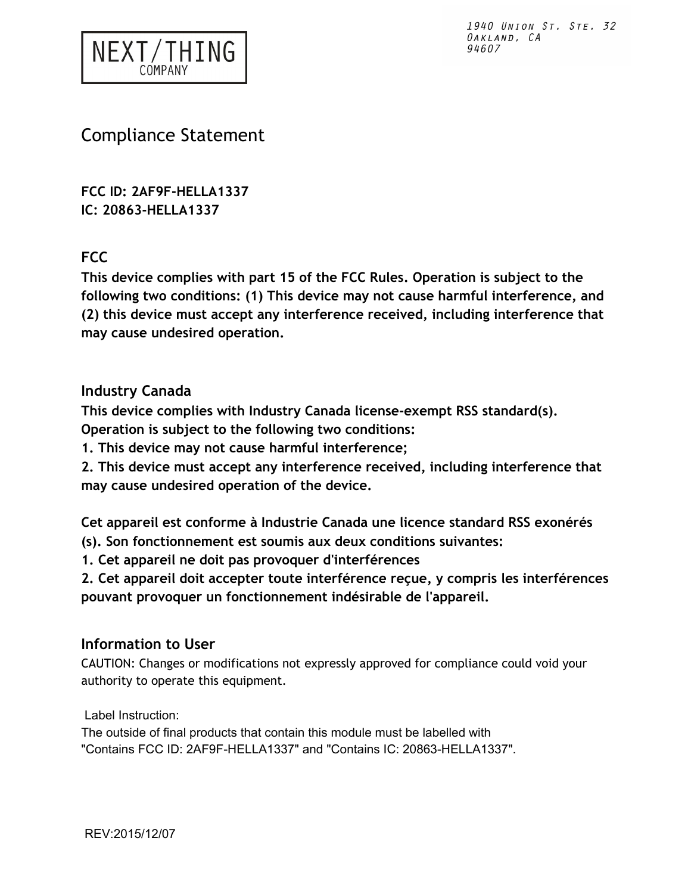NEXT/THING
COMPANY

1940 Union St. Ste. 32
Oakland, CA
94607

# Compliance Statement

**FCC ID: 2AF9F-HELLA1337**
**IC: 20863-HELLA1337**

## FCC

**This device complies with part 15 of the FCC Rules. Operation is subject to the following two conditions: (1) This device may not cause harmful interference, and (2) this device must accept any interference received, including interference that may cause undesired operation.**

## Industry Canada

**This device complies with Industry Canada license-exempt RSS standard(s). Operation is subject to the following two conditions:**
**1. This device may not cause harmful interference;**
**2. This device must accept any interference received, including interference that may cause undesired operation of the device.**

**Cet appareil est conforme à Industrie Canada une licence standard RSS exonérés (s). Son fonctionnement est soumis aux deux conditions suivantes:**
**1. Cet appareil ne doit pas provoquer d'interférences**
**2. Cet appareil doit accepter toute interférence reçue, y compris les interférences pouvant provoquer un fonctionnement indésirable de l'appareil.**

## Information to User

CAUTION: Changes or modifications not expressly approved for compliance could void your authority to operate this equipment.

Label Instruction:
The outside of final products that contain this module must be labelled with "Contains FCC ID: 2AF9F-HELLA1337" and "Contains IC: 20863-HELLA1337".

REV:2015/12/07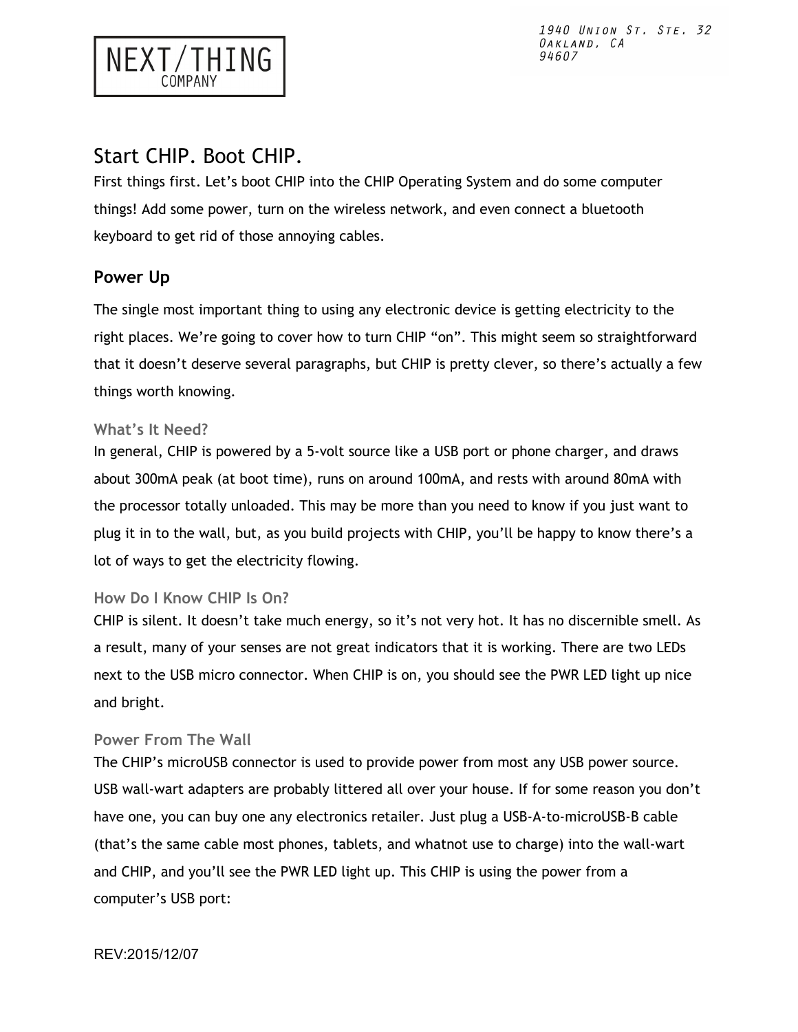# Start CHIP. Boot CHIP.

First things first. Let's boot CHIP into the CHIP Operating System and do some computer things! Add some power, turn on the wireless network, and even connect a bluetooth keyboard to get rid of those annoying cables.

## Power Up

The single most important thing to using any electronic device is getting electricity to the right places. We're going to cover how to turn CHIP "on". This might seem so straightforward that it doesn't deserve several paragraphs, but CHIP is pretty clever, so there's actually a few things worth knowing.

### What's It Need?

In general, CHIP is powered by a 5-volt source like a USB port or phone charger, and draws about 300mA peak (at boot time), runs on around 100mA, and rests with around 80mA with the processor totally unloaded. This may be more than you need to know if you just want to plug it in to the wall, but, as you build projects with CHIP, you'll be happy to know there's a lot of ways to get the electricity flowing.

### How Do I Know CHIP Is On?

CHIP is silent. It doesn't take much energy, so it's not very hot. It has no discernible smell. As a result, many of your senses are not great indicators that it is working. There are two LEDs next to the USB micro connector. When CHIP is on, you should see the PWR LED light up nice and bright.

### Power From The Wall

The CHIP's microUSB connector is used to provide power from most any USB power source. USB wall-wart adapters are probably littered all over your house. If for some reason you don't have one, you can buy one any electronics retailer. Just plug a USB-A-to-microUSB-B cable (that's the same cable most phones, tablets, and whatnot use to charge) into the wall-wart and CHIP, and you'll see the PWR LED light up. This CHIP is using the power from a computer's USB port: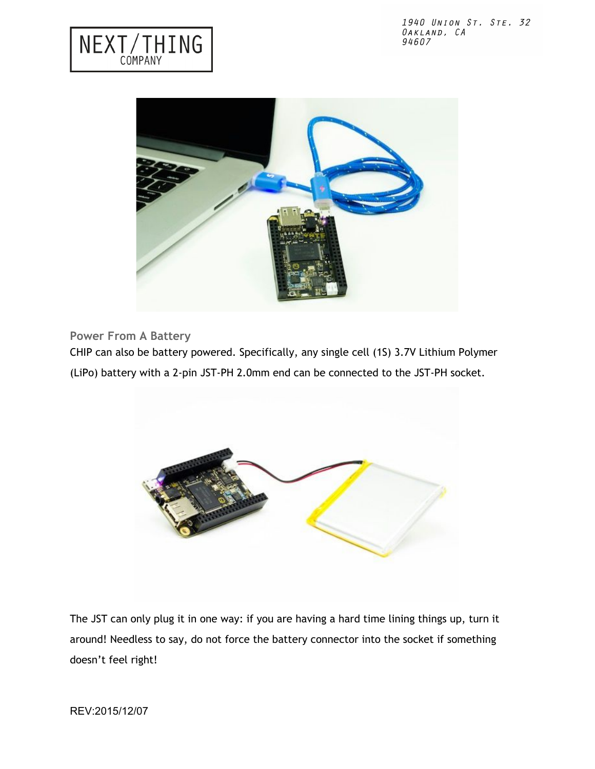## Power From A Battery

CHIP can also be battery powered. Specifically, any single cell (1S) 3.7V Lithium Polymer (LiPo) battery with a 2-pin JST-PH 2.0mm end can be connected to the JST-PH socket.

The JST can only plug it in one way: if you are having a hard time lining things up, turn it around! Needless to say, do not force the battery connector into the socket if something doesn't feel right!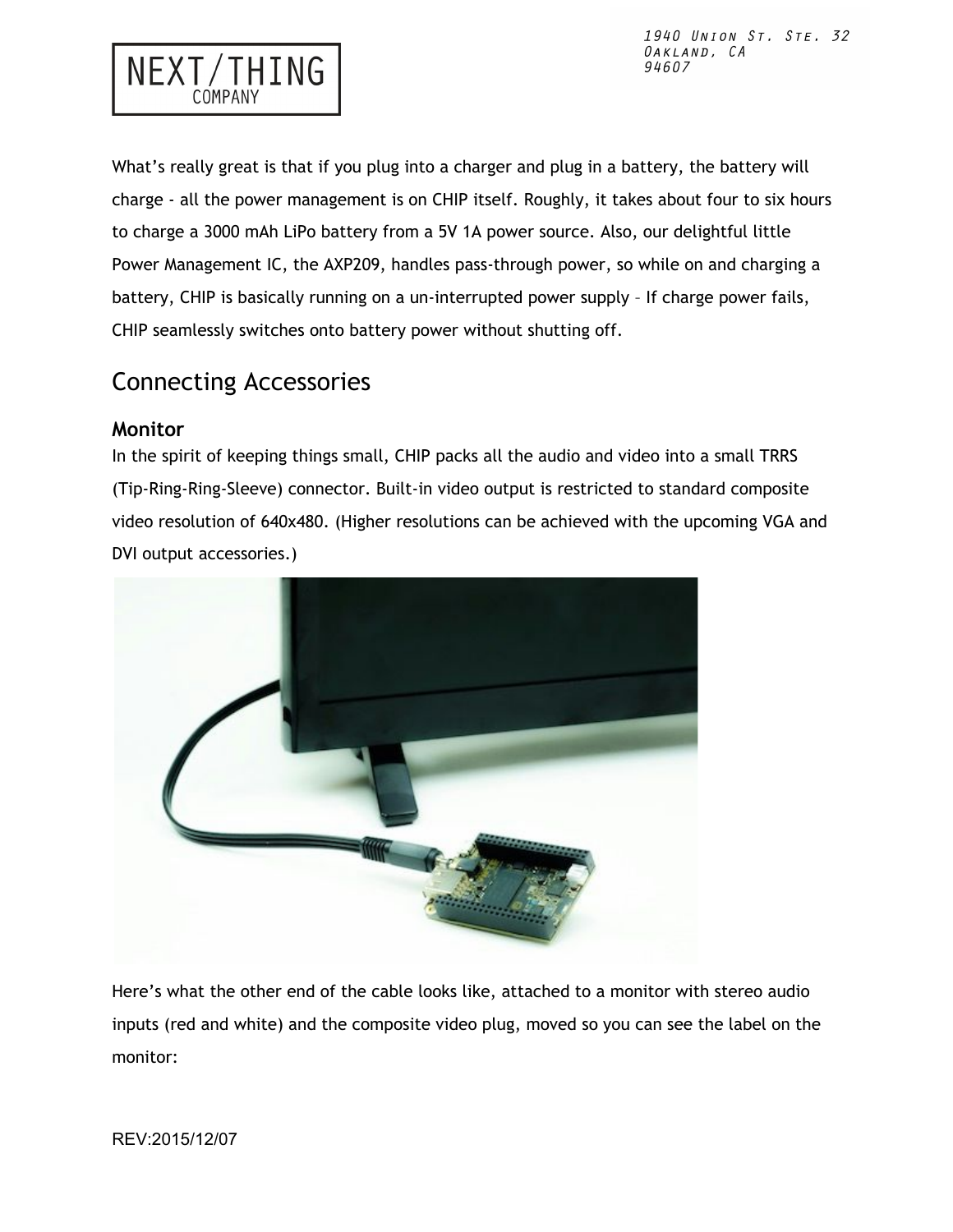What's really great is that if you plug into a charger and plug in a battery, the battery will charge - all the power management is on CHIP itself. Roughly, it takes about four to six hours to charge a 3000 mAh LiPo battery from a 5V 1A power source. Also, our delightful little Power Management IC, the AXP209, handles pass-through power, so while on and charging a battery, CHIP is basically running on a un-interrupted power supply – If charge power fails, CHIP seamlessly switches onto battery power without shutting off.

## Connecting Accessories

### Monitor

In the spirit of keeping things small, CHIP packs all the audio and video into a small TRRS (Tip-Ring-Ring-Sleeve) connector. Built-in video output is restricted to standard composite video resolution of 640x480. (Higher resolutions can be achieved with the upcoming VGA and DVI output accessories.)

Here's what the other end of the cable looks like, attached to a monitor with stereo audio inputs (red and white) and the composite video plug, moved so you can see the label on the monitor: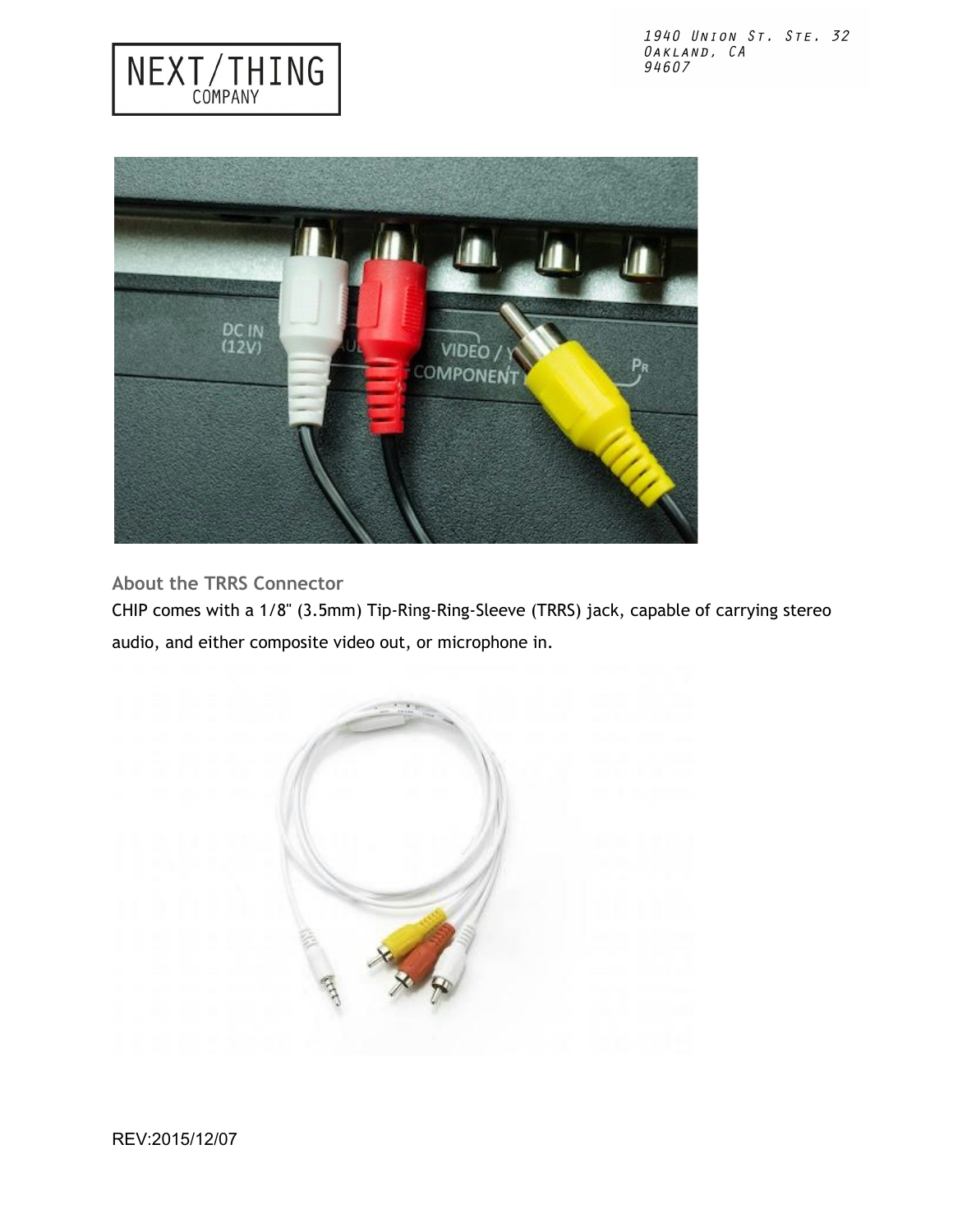## About the TRRS Connector

CHIP comes with a 1/8" (3.5mm) Tip-Ring-Ring-Sleeve (TRRS) jack, capable of carrying stereo audio, and either composite video out, or microphone in.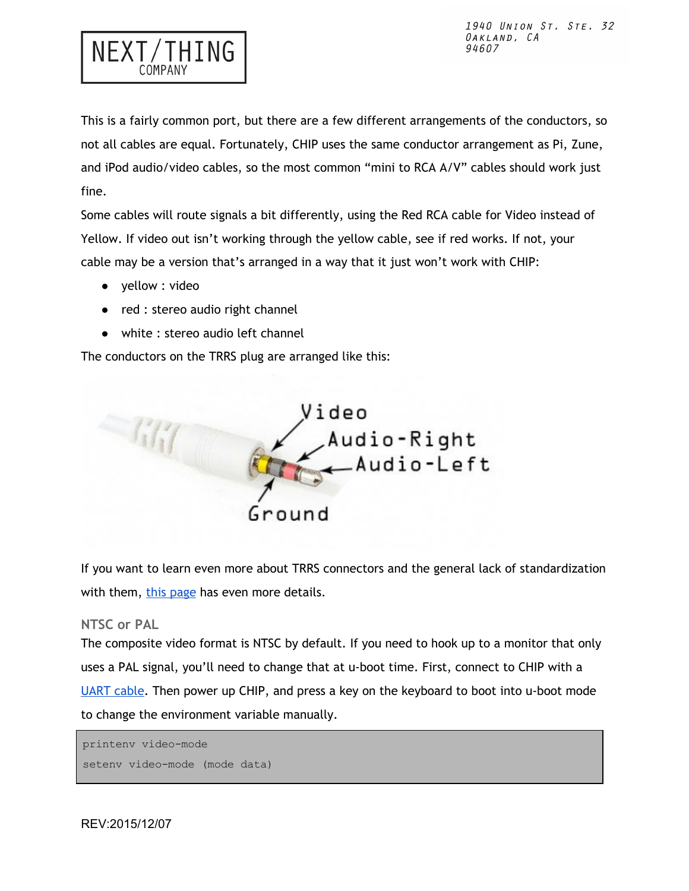This is a fairly common port, but there are a few different arrangements of the conductors, so not all cables are equal. Fortunately, CHIP uses the same conductor arrangement as Pi, Zune, and iPod audio/video cables, so the most common “mini to RCA A/V” cables should work just fine.

Some cables will route signals a bit differently, using the Red RCA cable for Video instead of Yellow. If video out isn’t working through the yellow cable, see if red works. If not, your cable may be a version that’s arranged in a way that it just won’t work with CHIP:

- yellow : video
- red : stereo audio right channel
- white : stereo audio left channel

The conductors on the TRRS plug are arranged like this:

If you want to learn even more about TRRS connectors and the general lack of standardization with them, this page has even more details.

### NTSC or PAL

The composite video format is NTSC by default. If you need to hook up to a monitor that only uses a PAL signal, you’ll need to change that at u-boot time. First, connect to CHIP with a UART cable. Then power up CHIP, and press a key on the keyboard to boot into u-boot mode to change the environment variable manually.

```
printenv video-mode
setenv video-mode (mode data)
```

REV:2015/12/07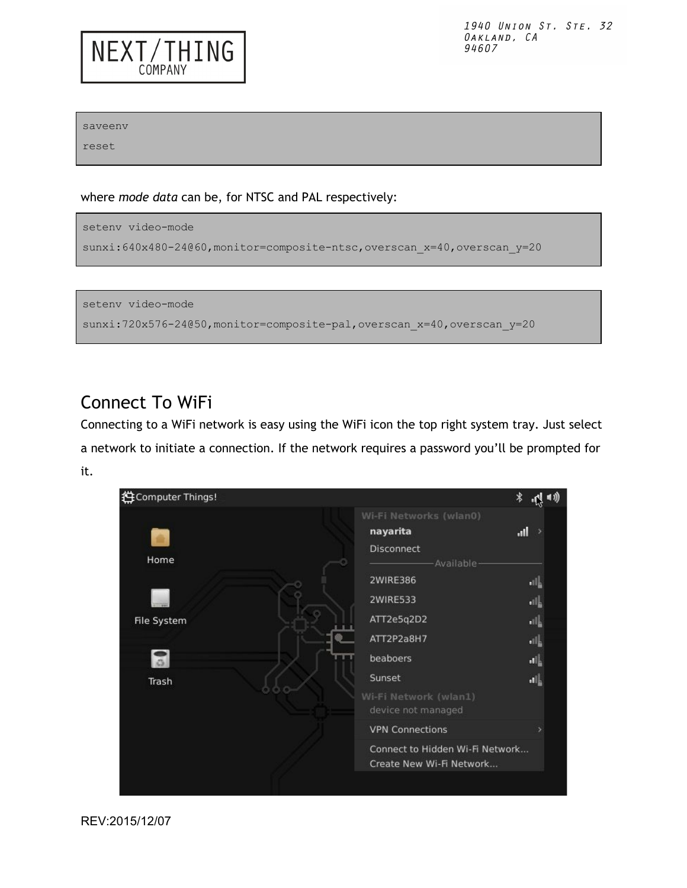```
saveenv
reset
```

where *mode data* can be, for NTSC and PAL respectively:

```
setenv video-mode
sunxi:640x480-24@60,monitor=composite-ntsc,overscan_x=40,overscan_y=20
```

```
setenv video-mode
sunxi:720x576-24@50,monitor=composite-pal,overscan_x=40,overscan_y=20
```

## Connect To WiFi

Connecting to a WiFi network is easy using the WiFi icon the top right system tray. Just select a network to initiate a connection. If the network requires a password you'll be prompted for it.

REV:2015/12/07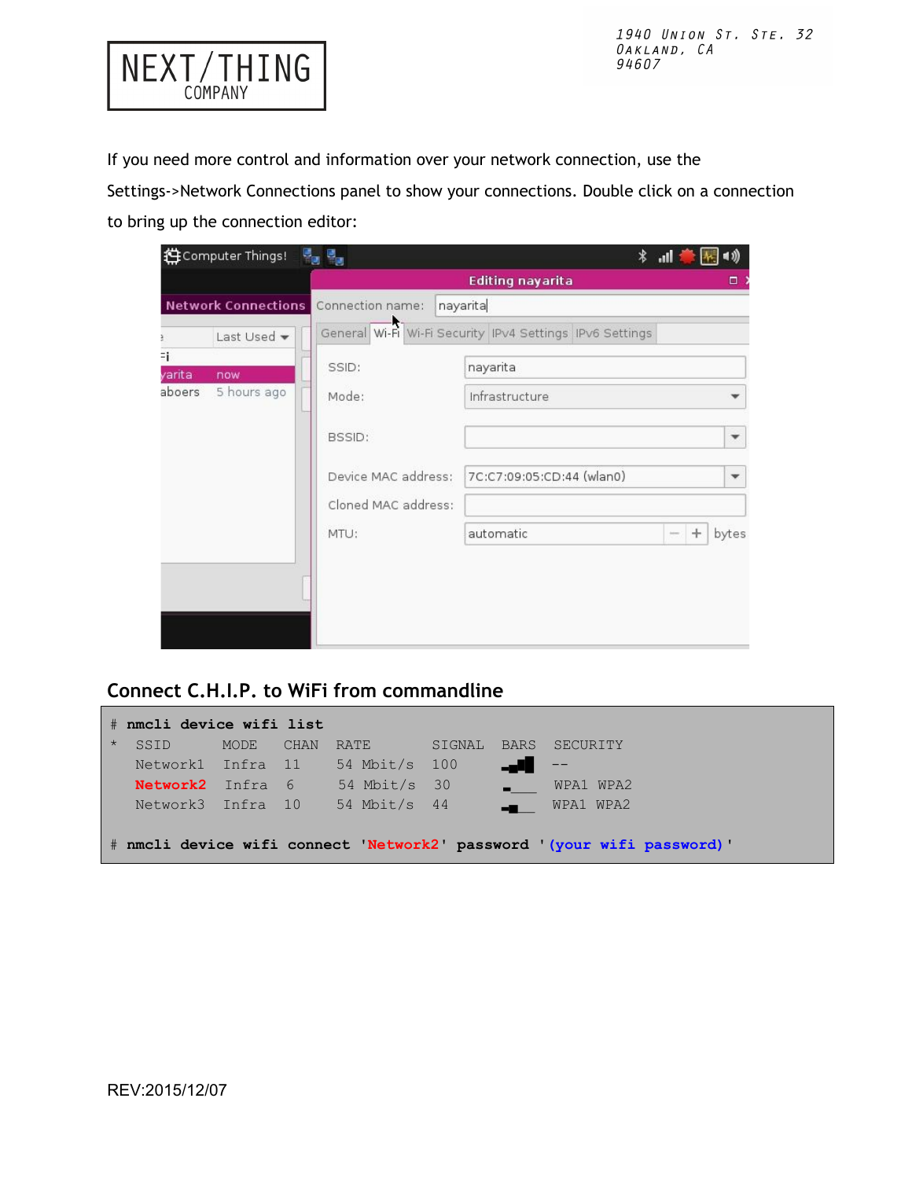If you need more control and information over your network connection, use the Settings->Network Connections panel to show your connections. Double click on a connection to bring up the connection editor:

## Connect C.H.I.P. to WiFi from commandline

```
# nmcli device wifi list
*  SSID      MODE   CHAN  RATE       SIGNAL  BARS  SECURITY
   Network1  Infra  11    54 Mbit/s  100     ▂▄▆█  --
   Network2  Infra  6     54 Mbit/s  30      ▂___  WPA1 WPA2
   Network3  Infra  10    54 Mbit/s  44      ▂▄__  WPA1 WPA2

# nmcli device wifi connect 'Network2' password '(your wifi password)'
```

REV:2015/12/07